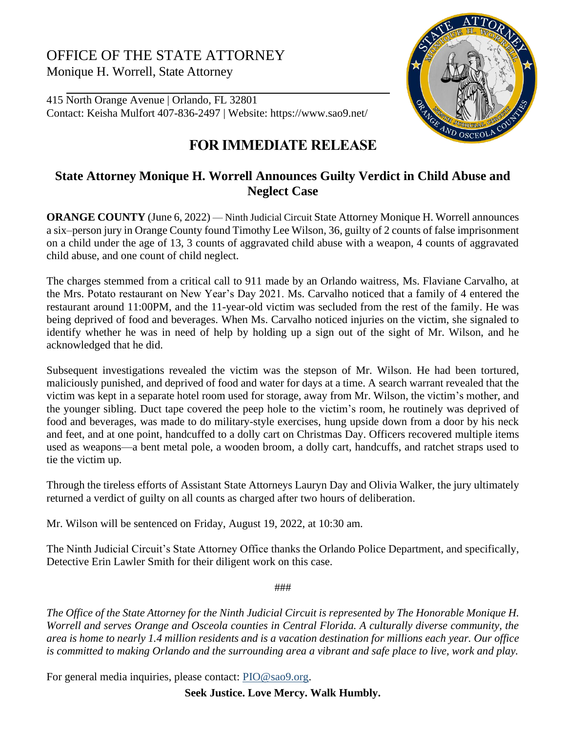# OFFICE OF THE STATE ATTORNEY

Monique H. Worrell, State Attorney

415 North Orange Avenue | Orlando, FL 32801
Contact: Keisha Mulfort 407-836-2497 | Website: https://www.sao9.net/

## FOR IMMEDIATE RELEASE

### State Attorney Monique H. Worrell Announces Guilty Verdict in Child Abuse and Neglect Case

**ORANGE COUNTY** (June 6, 2022) — Ninth Judicial Circuit State Attorney Monique H. Worrell announces a six–person jury in Orange County found Timothy Lee Wilson, 36, guilty of 2 counts of false imprisonment on a child under the age of 13, 3 counts of aggravated child abuse with a weapon, 4 counts of aggravated child abuse, and one count of child neglect.

The charges stemmed from a critical call to 911 made by an Orlando waitress, Ms. Flaviane Carvalho, at the Mrs. Potato restaurant on New Year's Day 2021. Ms. Carvalho noticed that a family of 4 entered the restaurant around 11:00PM, and the 11-year-old victim was secluded from the rest of the family. He was being deprived of food and beverages. When Ms. Carvalho noticed injuries on the victim, she signaled to identify whether he was in need of help by holding up a sign out of the sight of Mr. Wilson, and he acknowledged that he did.

Subsequent investigations revealed the victim was the stepson of Mr. Wilson. He had been tortured, maliciously punished, and deprived of food and water for days at a time. A search warrant revealed that the victim was kept in a separate hotel room used for storage, away from Mr. Wilson, the victim's mother, and the younger sibling. Duct tape covered the peep hole to the victim's room, he routinely was deprived of food and beverages, was made to do military-style exercises, hung upside down from a door by his neck and feet, and at one point, handcuffed to a dolly cart on Christmas Day. Officers recovered multiple items used as weapons—a bent metal pole, a wooden broom, a dolly cart, handcuffs, and ratchet straps used to tie the victim up.

Through the tireless efforts of Assistant State Attorneys Lauryn Day and Olivia Walker, the jury ultimately returned a verdict of guilty on all counts as charged after two hours of deliberation.

Mr. Wilson will be sentenced on Friday, August 19, 2022, at 10:30 am.

The Ninth Judicial Circuit's State Attorney Office thanks the Orlando Police Department, and specifically, Detective Erin Lawler Smith for their diligent work on this case.

###

*The Office of the State Attorney for the Ninth Judicial Circuit is represented by The Honorable Monique H. Worrell and serves Orange and Osceola counties in Central Florida. A culturally diverse community, the area is home to nearly 1.4 million residents and is a vacation destination for millions each year. Our office is committed to making Orlando and the surrounding area a vibrant and safe place to live, work and play.*

For general media inquiries, please contact: PIO@sao9.org.

**Seek Justice. Love Mercy. Walk Humbly.**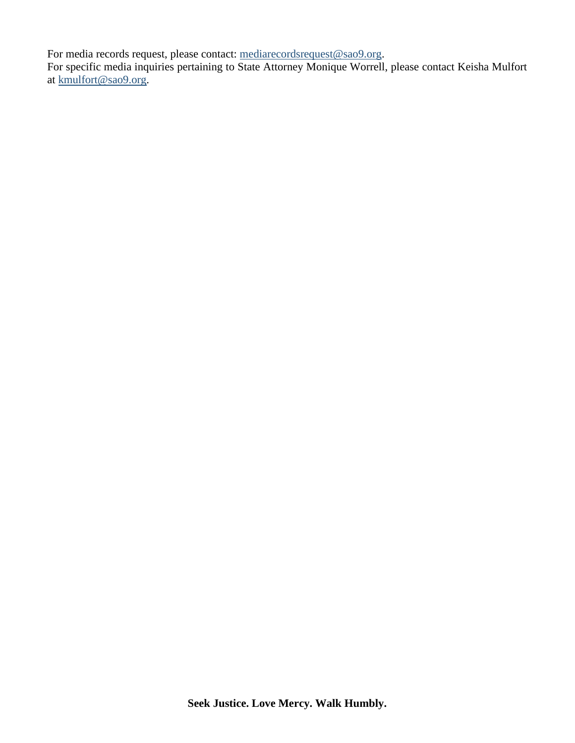For media records request, please contact: mediarecordsrequest@sao9.org.
For specific media inquiries pertaining to State Attorney Monique Worrell, please contact Keisha Mulfort at kmulfort@sao9.org.

**Seek Justice. Love Mercy. Walk Humbly.**